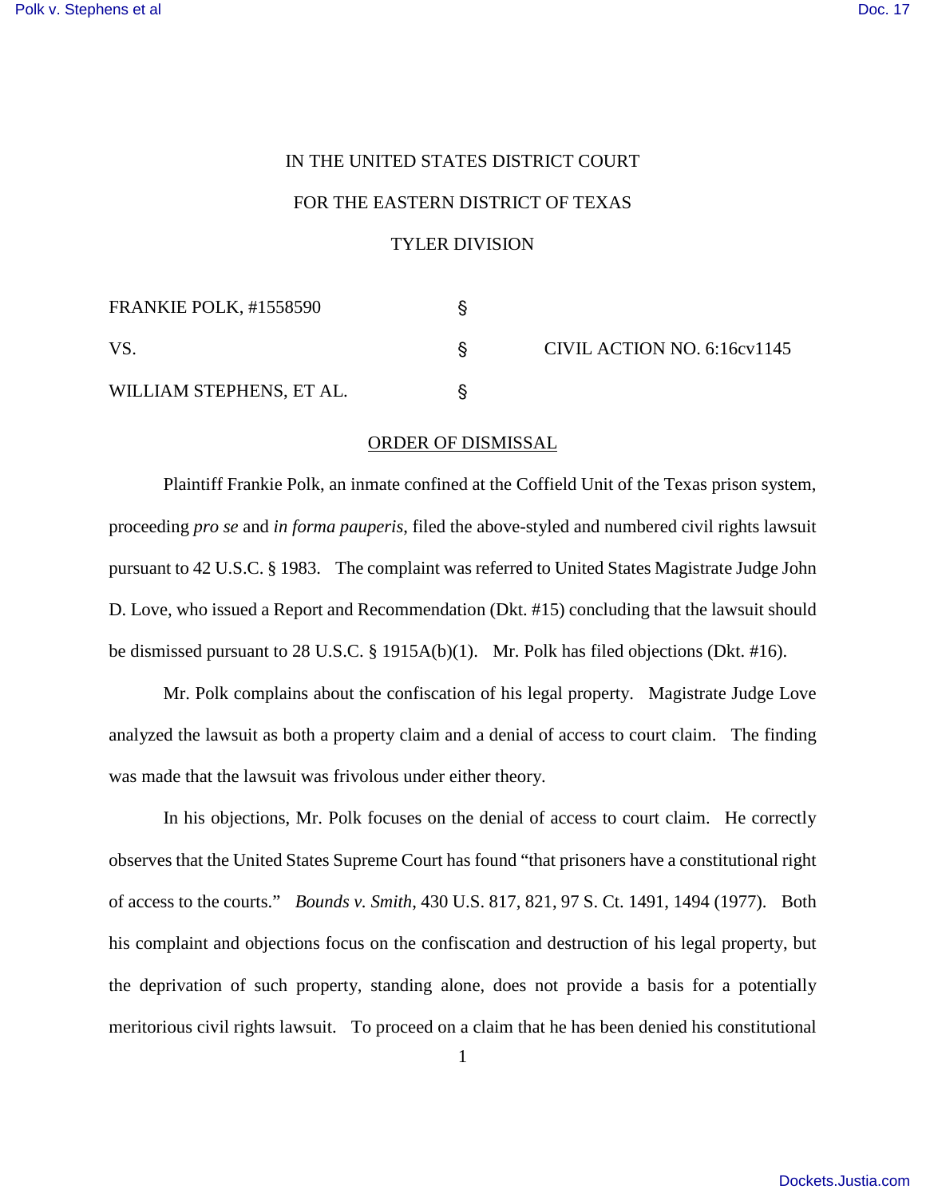IN THE UNITED STATES DISTRICT COURT

FOR THE EASTERN DISTRICT OF TEXAS

TYLER DIVISION

| | | |
|---|---|---|
| FRANKIE POLK, #1558590 | § | |
| VS. | § | CIVIL ACTION NO. 6:16cv1145 |
| WILLIAM STEPHENS, ET AL. | § | |

ORDER OF DISMISSAL

Plaintiff Frankie Polk, an inmate confined at the Coffield Unit of the Texas prison system, proceeding *pro se* and *in forma pauperis*, filed the above-styled and numbered civil rights lawsuit pursuant to 42 U.S.C. § 1983. The complaint was referred to United States Magistrate Judge John D. Love, who issued a Report and Recommendation (Dkt. #15) concluding that the lawsuit should be dismissed pursuant to 28 U.S.C. § 1915A(b)(1). Mr. Polk has filed objections (Dkt. #16).

Mr. Polk complains about the confiscation of his legal property. Magistrate Judge Love analyzed the lawsuit as both a property claim and a denial of access to court claim. The finding was made that the lawsuit was frivolous under either theory.

In his objections, Mr. Polk focuses on the denial of access to court claim. He correctly observes that the United States Supreme Court has found "that prisoners have a constitutional right of access to the courts." *Bounds v. Smith*, 430 U.S. 817, 821, 97 S. Ct. 1491, 1494 (1977). Both his complaint and objections focus on the confiscation and destruction of his legal property, but the deprivation of such property, standing alone, does not provide a basis for a potentially meritorious civil rights lawsuit. To proceed on a claim that he has been denied his constitutional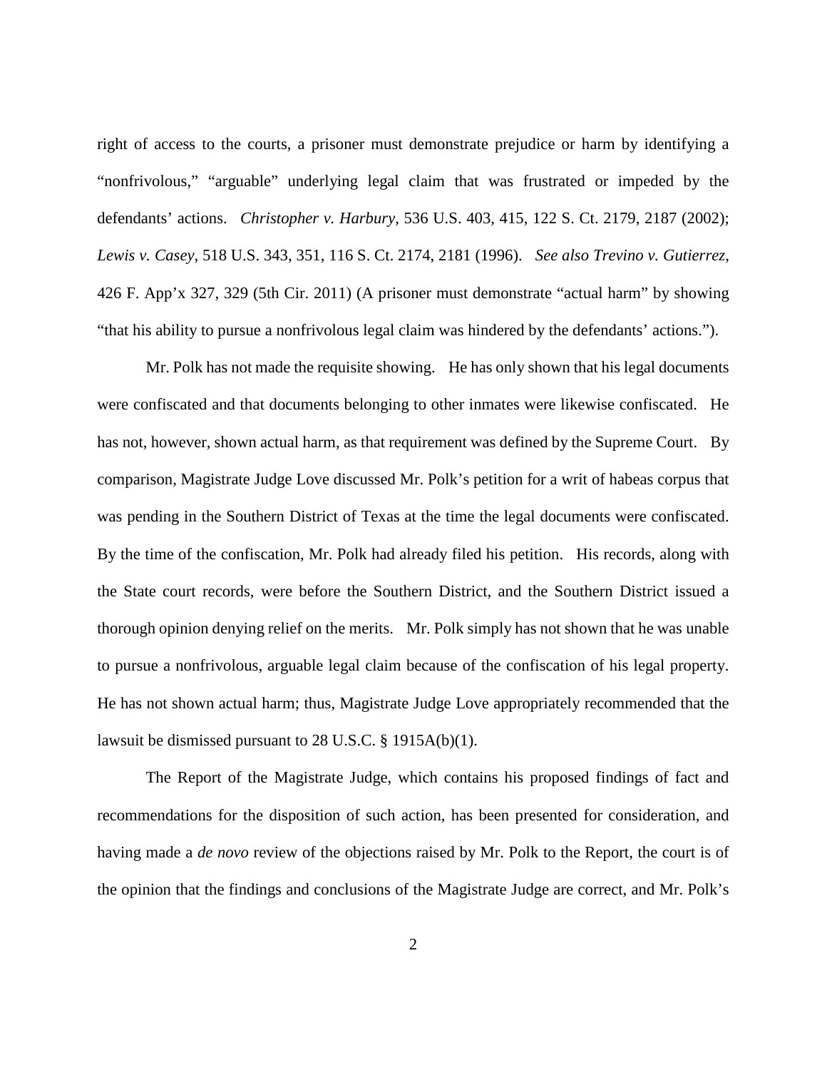right of access to the courts, a prisoner must demonstrate prejudice or harm by identifying a "nonfrivolous," "arguable" underlying legal claim that was frustrated or impeded by the defendants' actions. *Christopher v. Harbury*, 536 U.S. 403, 415, 122 S. Ct. 2179, 2187 (2002); *Lewis v. Casey*, 518 U.S. 343, 351, 116 S. Ct. 2174, 2181 (1996). *See also Trevino v. Gutierrez*, 426 F. App'x 327, 329 (5th Cir. 2011) (A prisoner must demonstrate "actual harm" by showing "that his ability to pursue a nonfrivolous legal claim was hindered by the defendants' actions.").

Mr. Polk has not made the requisite showing. He has only shown that his legal documents were confiscated and that documents belonging to other inmates were likewise confiscated. He has not, however, shown actual harm, as that requirement was defined by the Supreme Court. By comparison, Magistrate Judge Love discussed Mr. Polk's petition for a writ of habeas corpus that was pending in the Southern District of Texas at the time the legal documents were confiscated. By the time of the confiscation, Mr. Polk had already filed his petition. His records, along with the State court records, were before the Southern District, and the Southern District issued a thorough opinion denying relief on the merits. Mr. Polk simply has not shown that he was unable to pursue a nonfrivolous, arguable legal claim because of the confiscation of his legal property. He has not shown actual harm; thus, Magistrate Judge Love appropriately recommended that the lawsuit be dismissed pursuant to 28 U.S.C. § 1915A(b)(1).

The Report of the Magistrate Judge, which contains his proposed findings of fact and recommendations for the disposition of such action, has been presented for consideration, and having made a *de novo* review of the objections raised by Mr. Polk to the Report, the court is of the opinion that the findings and conclusions of the Magistrate Judge are correct, and Mr. Polk's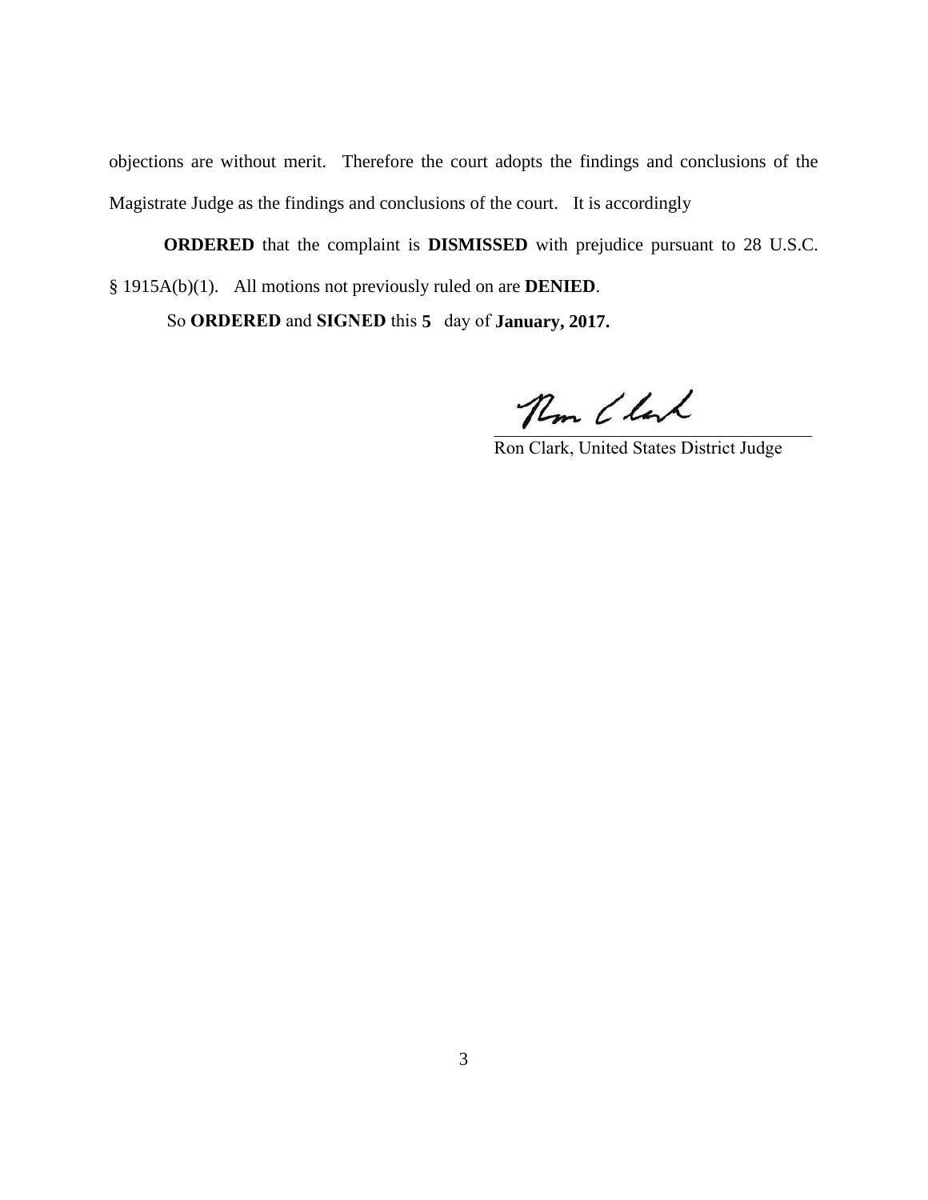objections are without merit. Therefore the court adopts the findings and conclusions of the Magistrate Judge as the findings and conclusions of the court. It is accordingly

**ORDERED** that the complaint is **DISMISSED** with prejudice pursuant to 28 U.S.C. § 1915A(b)(1). All motions not previously ruled on are **DENIED**.

So **ORDERED** and **SIGNED** this **5** day of **January, 2017.**

Ron Clark, United States District Judge